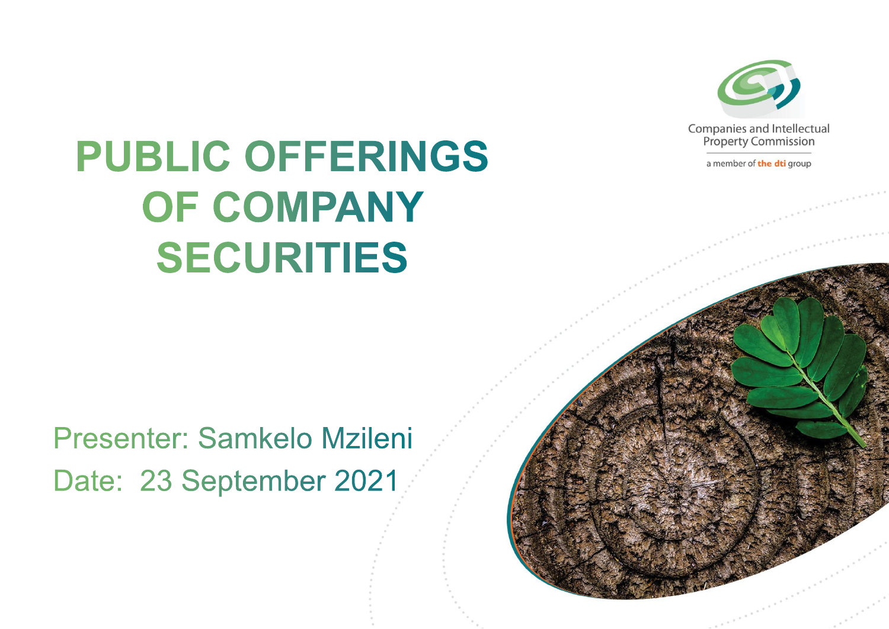Companies and Intellectual Property Commission

a member of the dti group

# PUBLIC OFFERINGS OF COMPANY SECURITIES

Presenter: Samkelo Mzileni

Date: 23 September 2021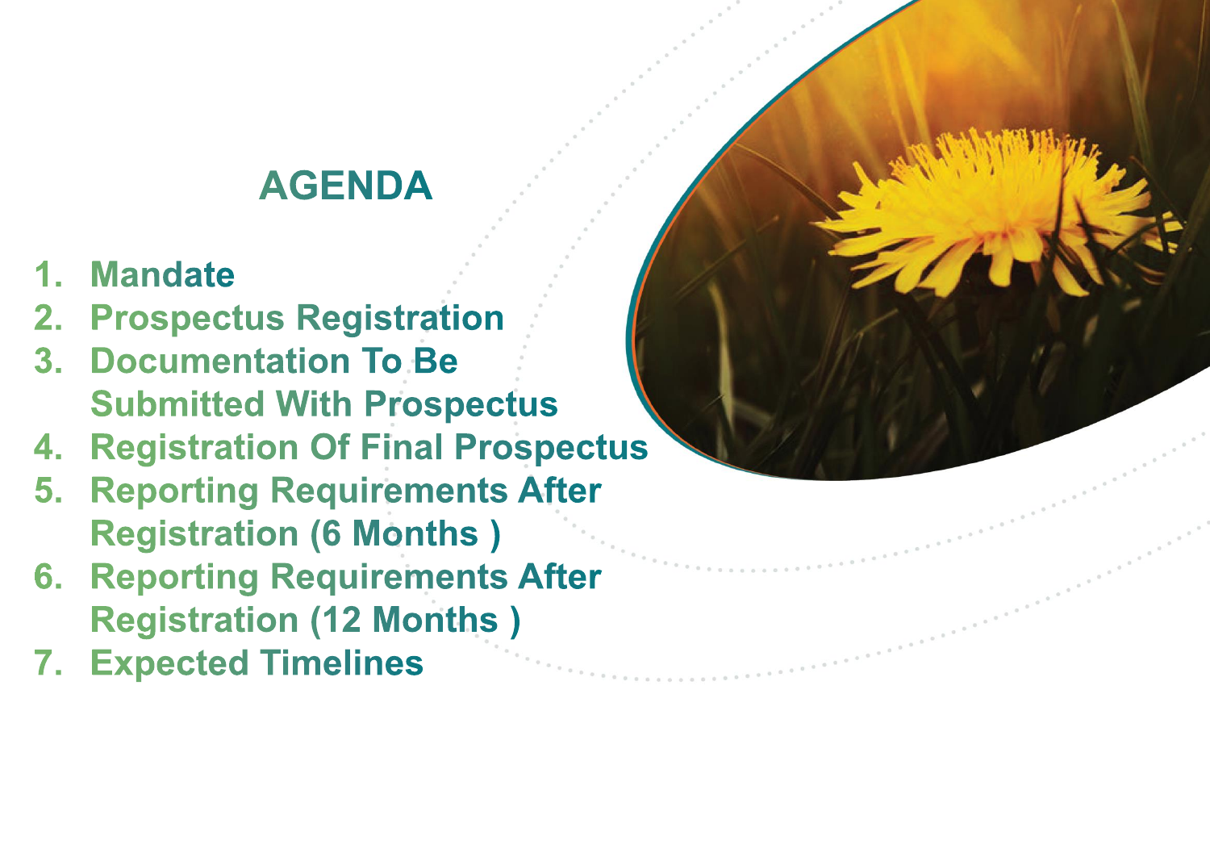# AGENDA

1. Mandate
2. Prospectus Registration
3. Documentation To Be Submitted With Prospectus
4. Registration Of Final Prospectus
5. Reporting Requirements After Registration (6 Months )
6. Reporting Requirements After Registration (12 Months )
7. Expected Timelines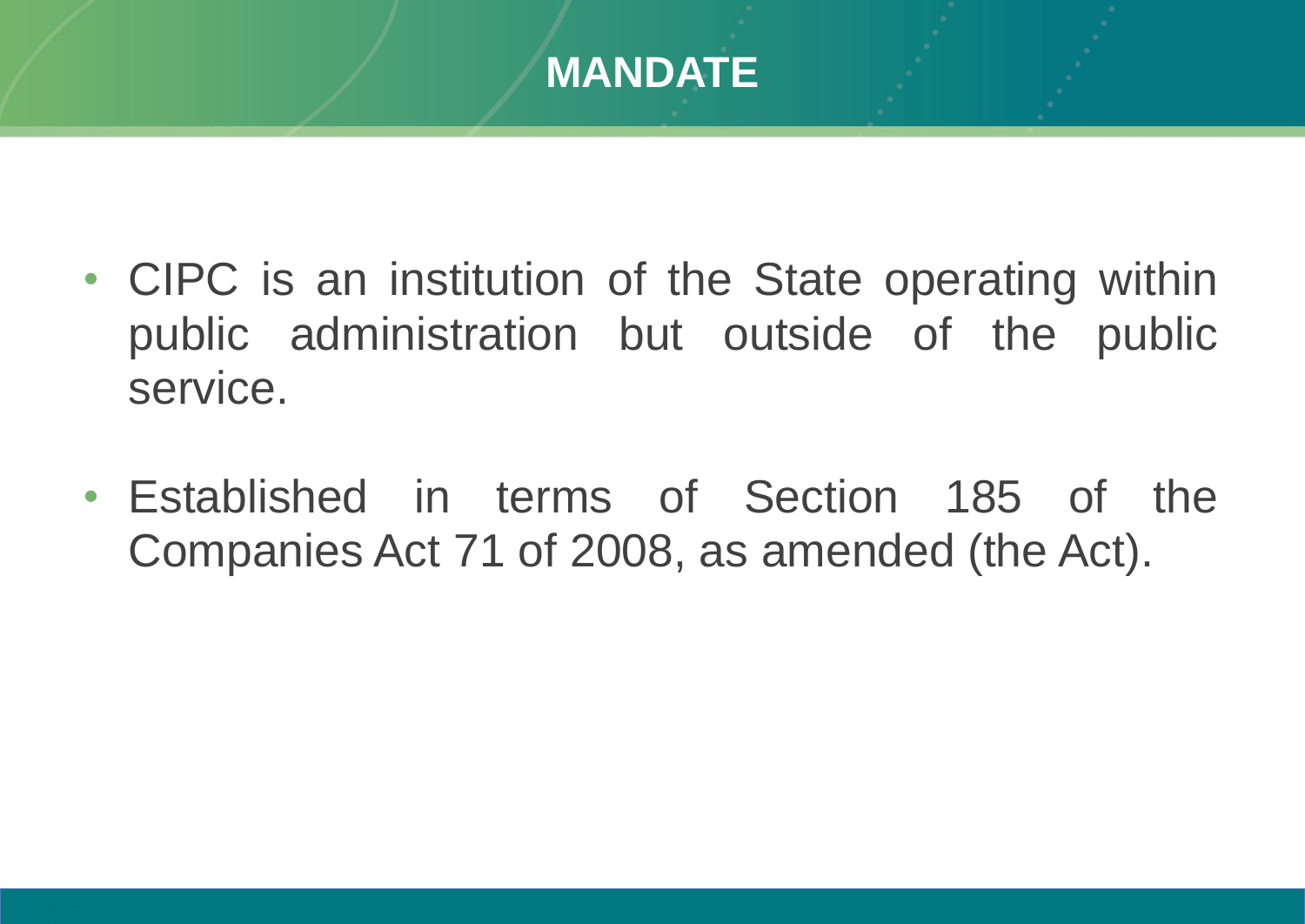# MANDATE

- CIPC is an institution of the State operating within public administration but outside of the public service.

- Established in terms of Section 185 of the Companies Act 71 of 2008, as amended (the Act).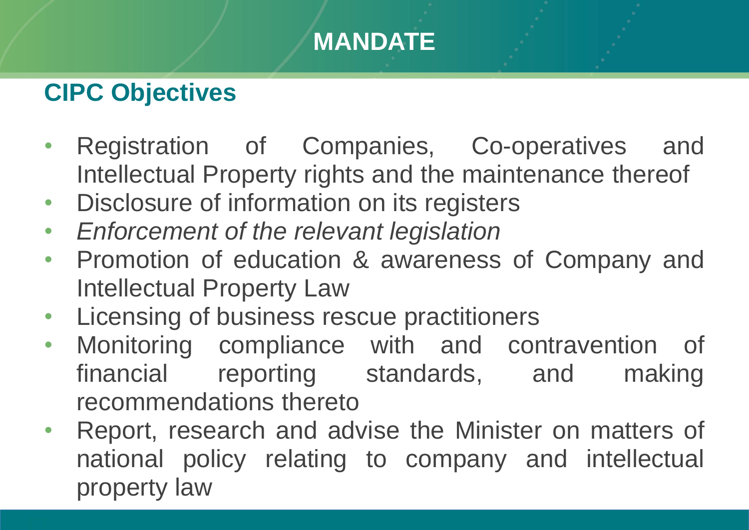# MANDATE

## CIPC Objectives

- Registration of Companies, Co-operatives and Intellectual Property rights and the maintenance thereof
- Disclosure of information on its registers
- *Enforcement of the relevant legislation*
- Promotion of education & awareness of Company and Intellectual Property Law
- Licensing of business rescue practitioners
- Monitoring compliance with and contravention of financial reporting standards, and making recommendations thereto
- Report, research and advise the Minister on matters of national policy relating to company and intellectual property law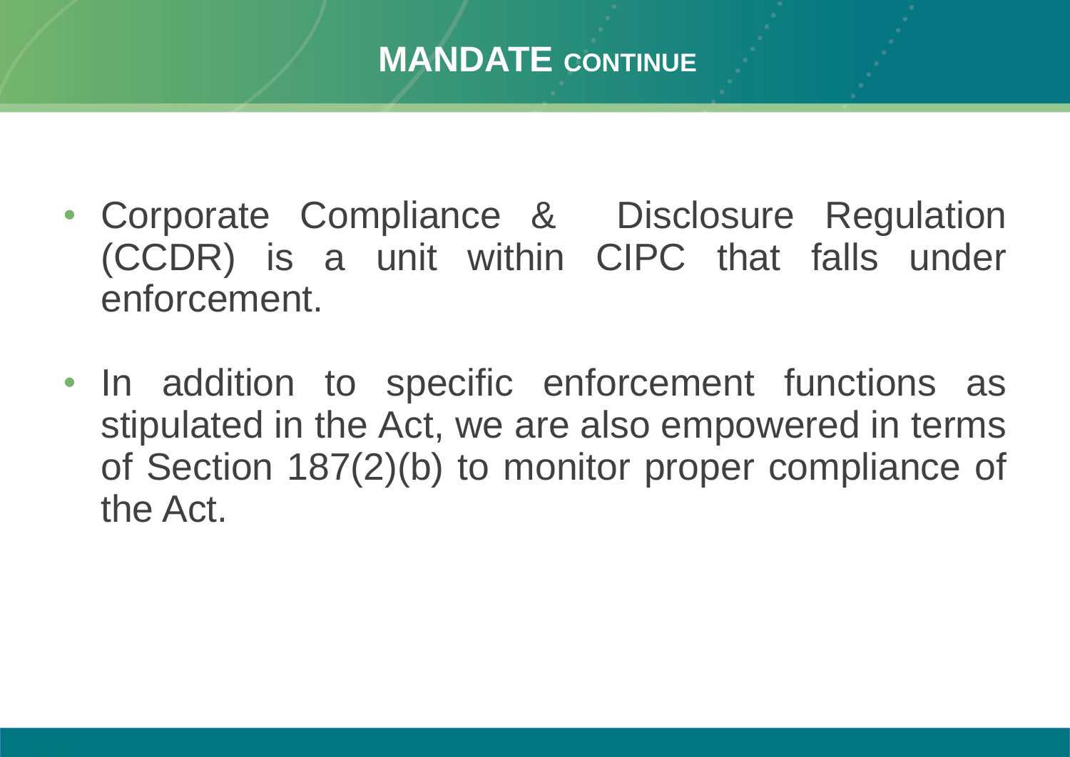# MANDATE CONTINUE

- Corporate Compliance & Disclosure Regulation (CCDR) is a unit within CIPC that falls under enforcement.

- In addition to specific enforcement functions as stipulated in the Act, we are also empowered in terms of Section 187(2)(b) to monitor proper compliance of the Act.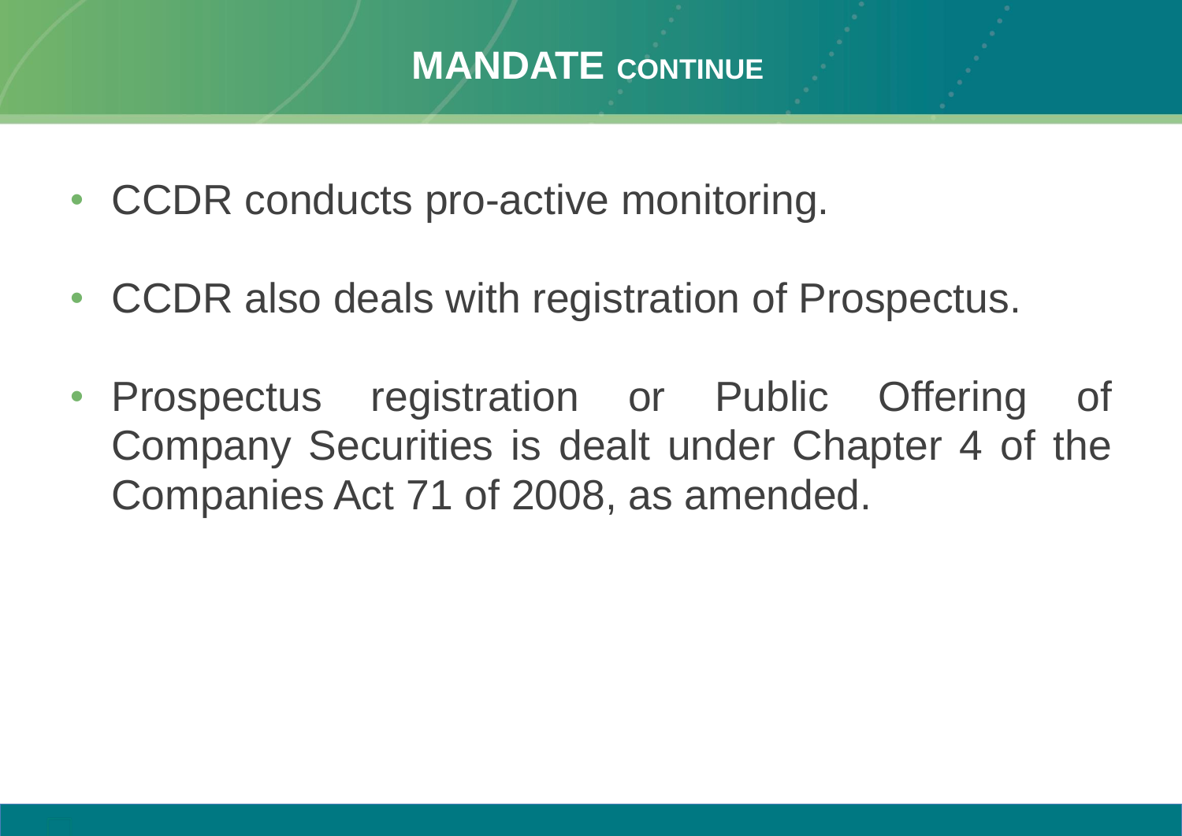# MANDATE CONTINUE

- CCDR conducts pro-active monitoring.
- CCDR also deals with registration of Prospectus.
- Prospectus registration or Public Offering of Company Securities is dealt under Chapter 4 of the Companies Act 71 of 2008, as amended.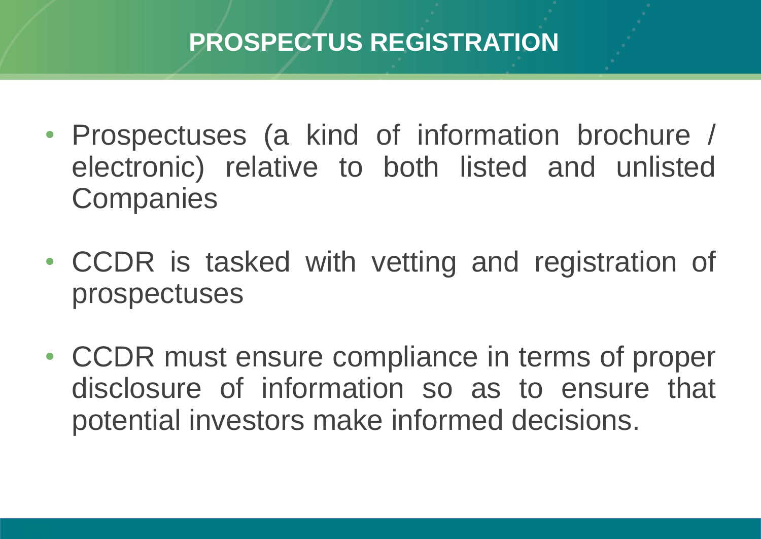# PROSPECTUS REGISTRATION

- Prospectuses (a kind of information brochure / electronic) relative to both listed and unlisted Companies
- CCDR is tasked with vetting and registration of prospectuses
- CCDR must ensure compliance in terms of proper disclosure of information so as to ensure that potential investors make informed decisions.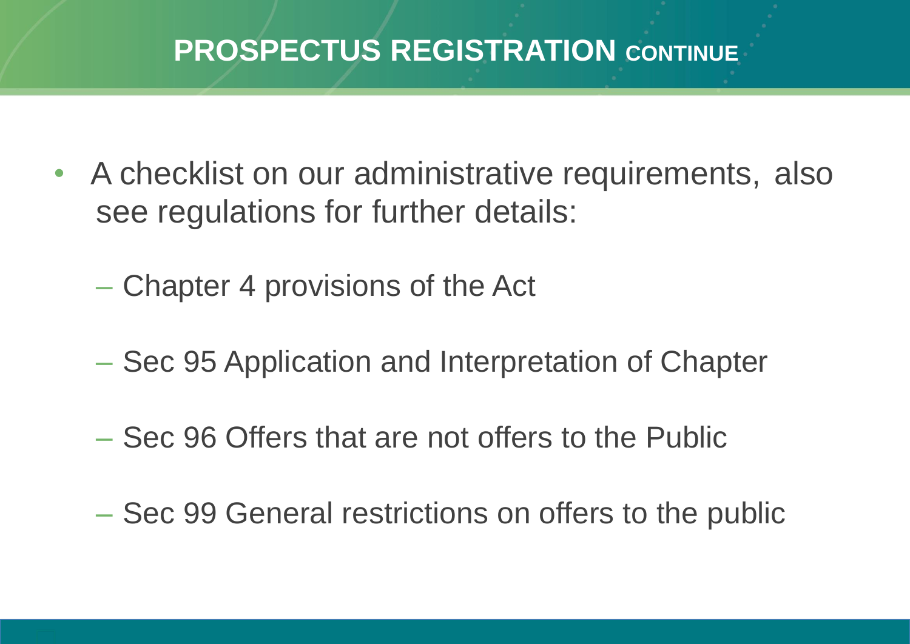# PROSPECTUS REGISTRATION CONTINUE

- A checklist on our administrative requirements, also see regulations for further details:
  - Chapter 4 provisions of the Act
  - Sec 95 Application and Interpretation of Chapter
  - Sec 96 Offers that are not offers to the Public
  - Sec 99 General restrictions on offers to the public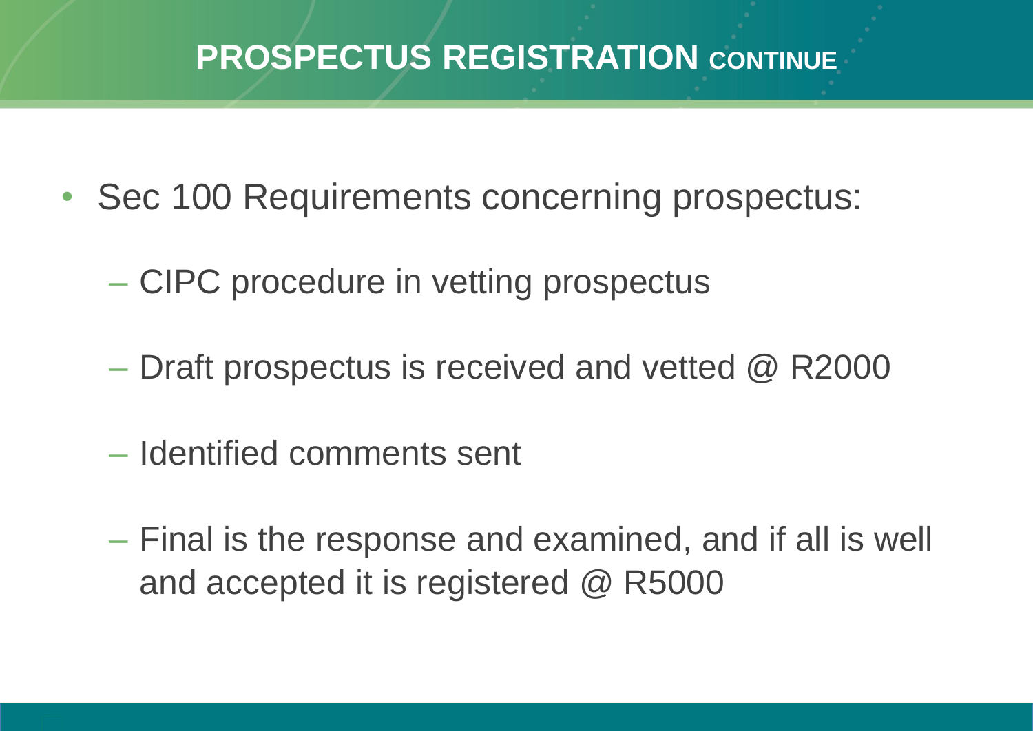# PROSPECTUS REGISTRATION CONTINUE

- Sec 100 Requirements concerning prospectus:
  - CIPC procedure in vetting prospectus
  - Draft prospectus is received and vetted @ R2000
  - Identified comments sent
  - Final is the response and examined, and if all is well and accepted it is registered @ R5000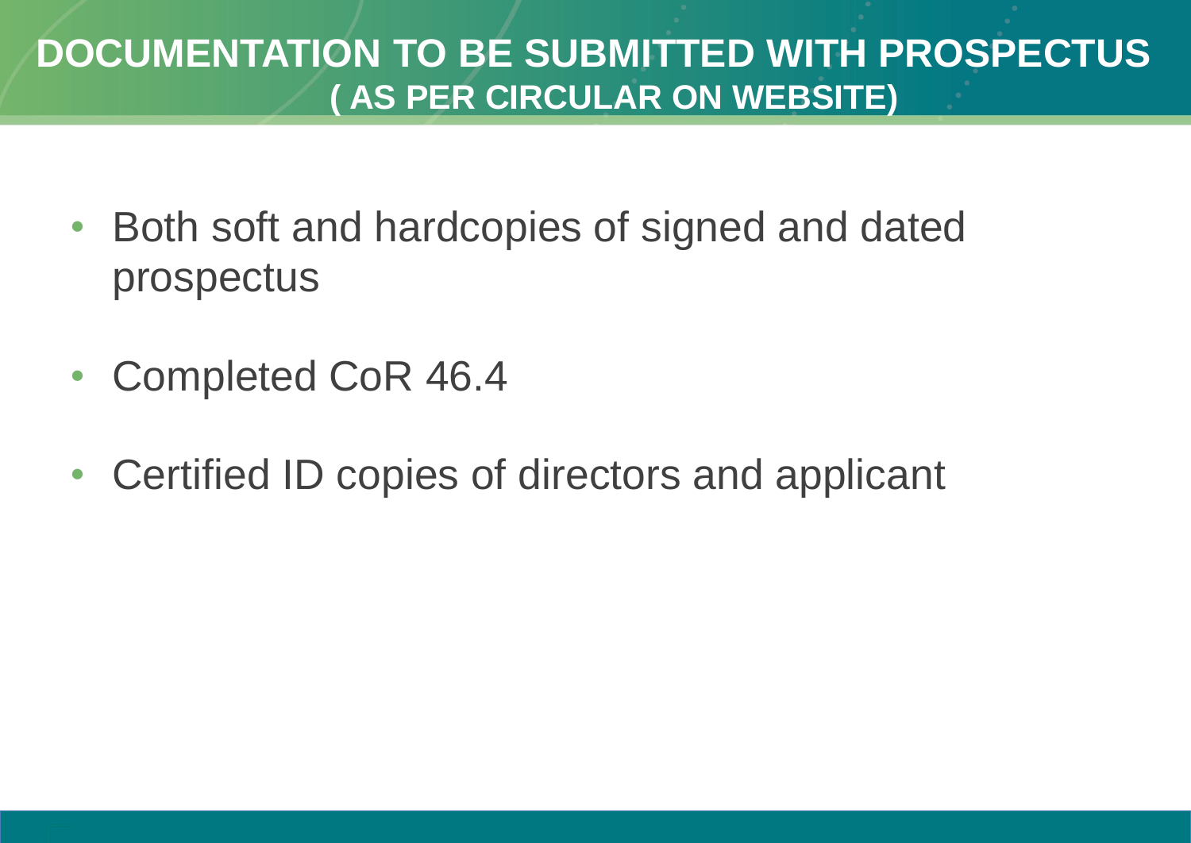# DOCUMENTATION TO BE SUBMITTED WITH PROSPECTUS
## ( AS PER CIRCULAR ON WEBSITE)

- Both soft and hardcopies of signed and dated prospectus
- Completed CoR 46.4
- Certified ID copies of directors and applicant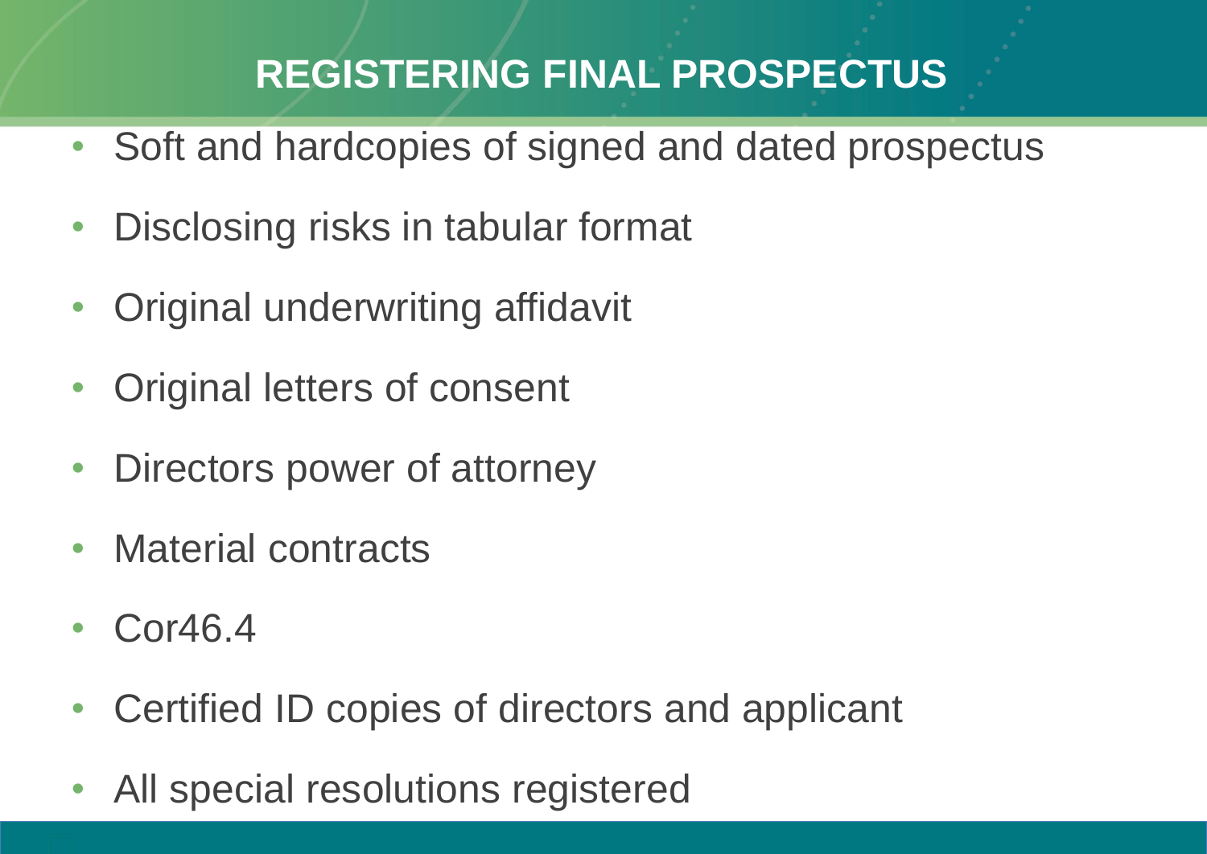# REGISTERING FINAL PROSPECTUS

- Soft and hardcopies of signed and dated prospectus
- Disclosing risks in tabular format
- Original underwriting affidavit
- Original letters of consent
- Directors power of attorney
- Material contracts
- Cor46.4
- Certified ID copies of directors and applicant
- All special resolutions registered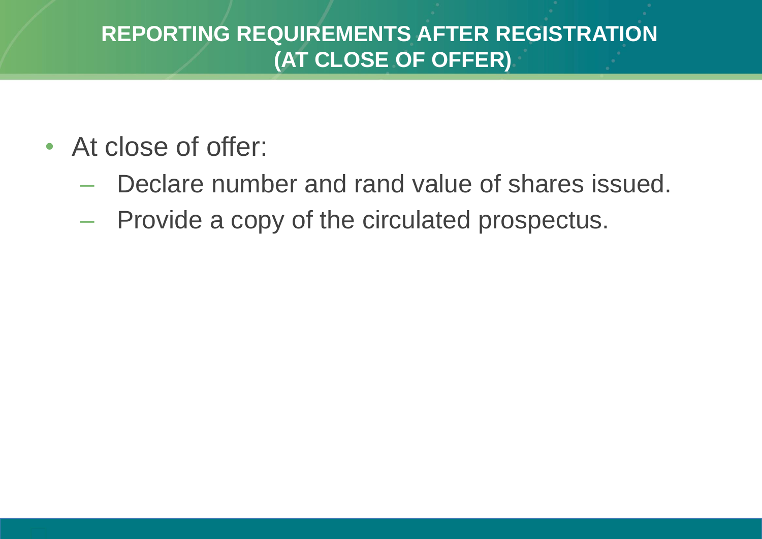# REPORTING REQUIREMENTS AFTER REGISTRATION (AT CLOSE OF OFFER)

- At close of offer:
  - Declare number and rand value of shares issued.
  - Provide a copy of the circulated prospectus.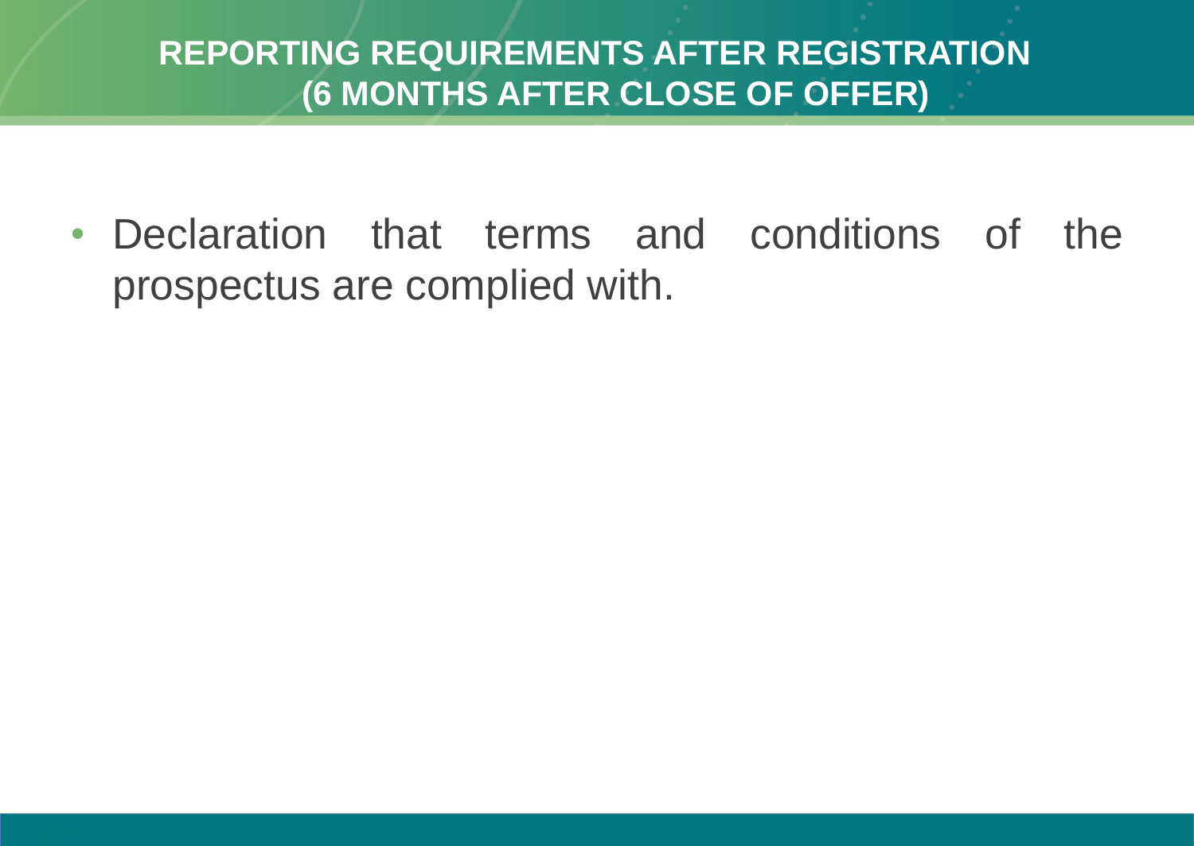# REPORTING REQUIREMENTS AFTER REGISTRATION (6 MONTHS AFTER CLOSE OF OFFER)

- Declaration that terms and conditions of the prospectus are complied with.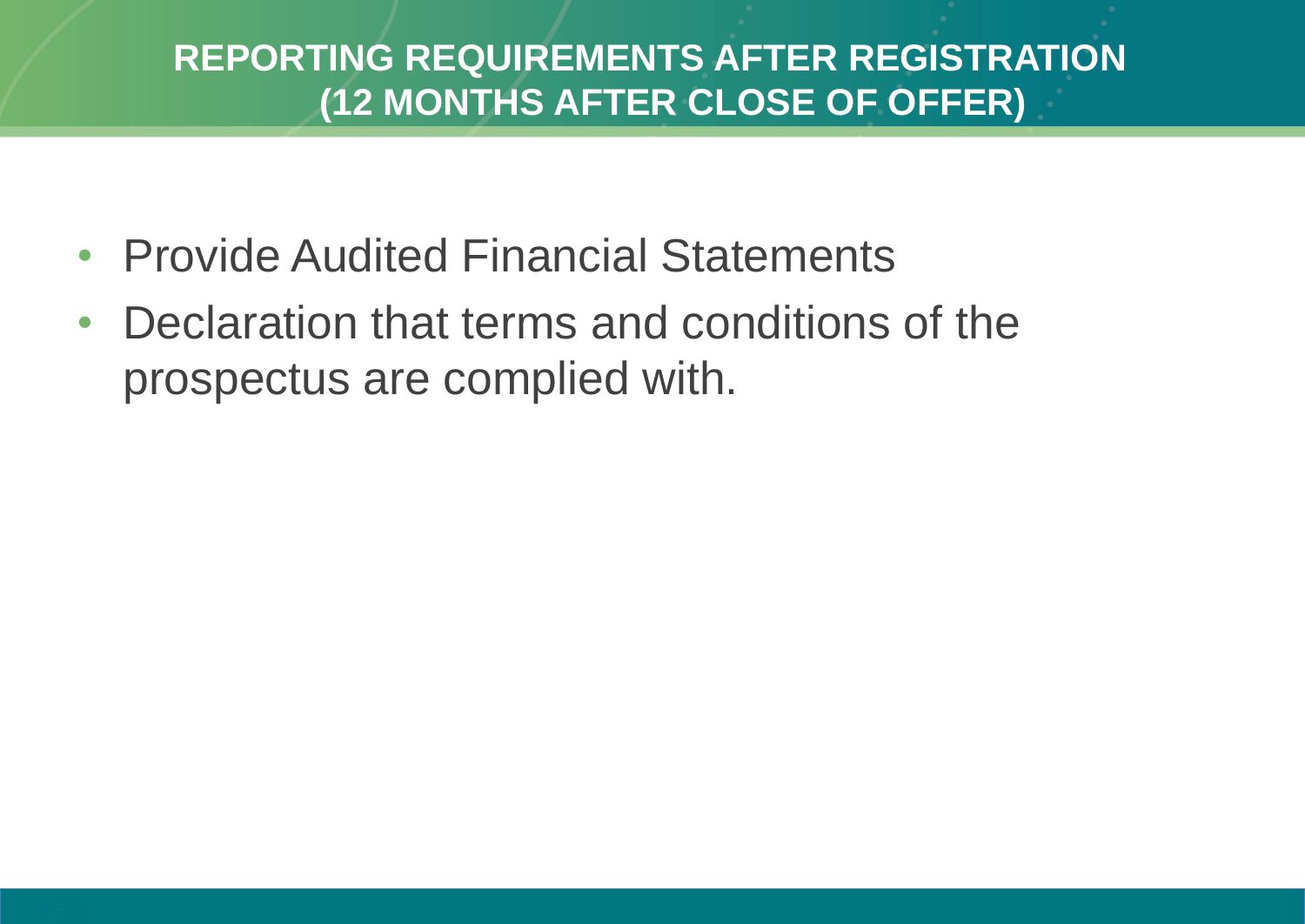# REPORTING REQUIREMENTS AFTER REGISTRATION (12 MONTHS AFTER CLOSE OF OFFER)

- Provide Audited Financial Statements
- Declaration that terms and conditions of the prospectus are complied with.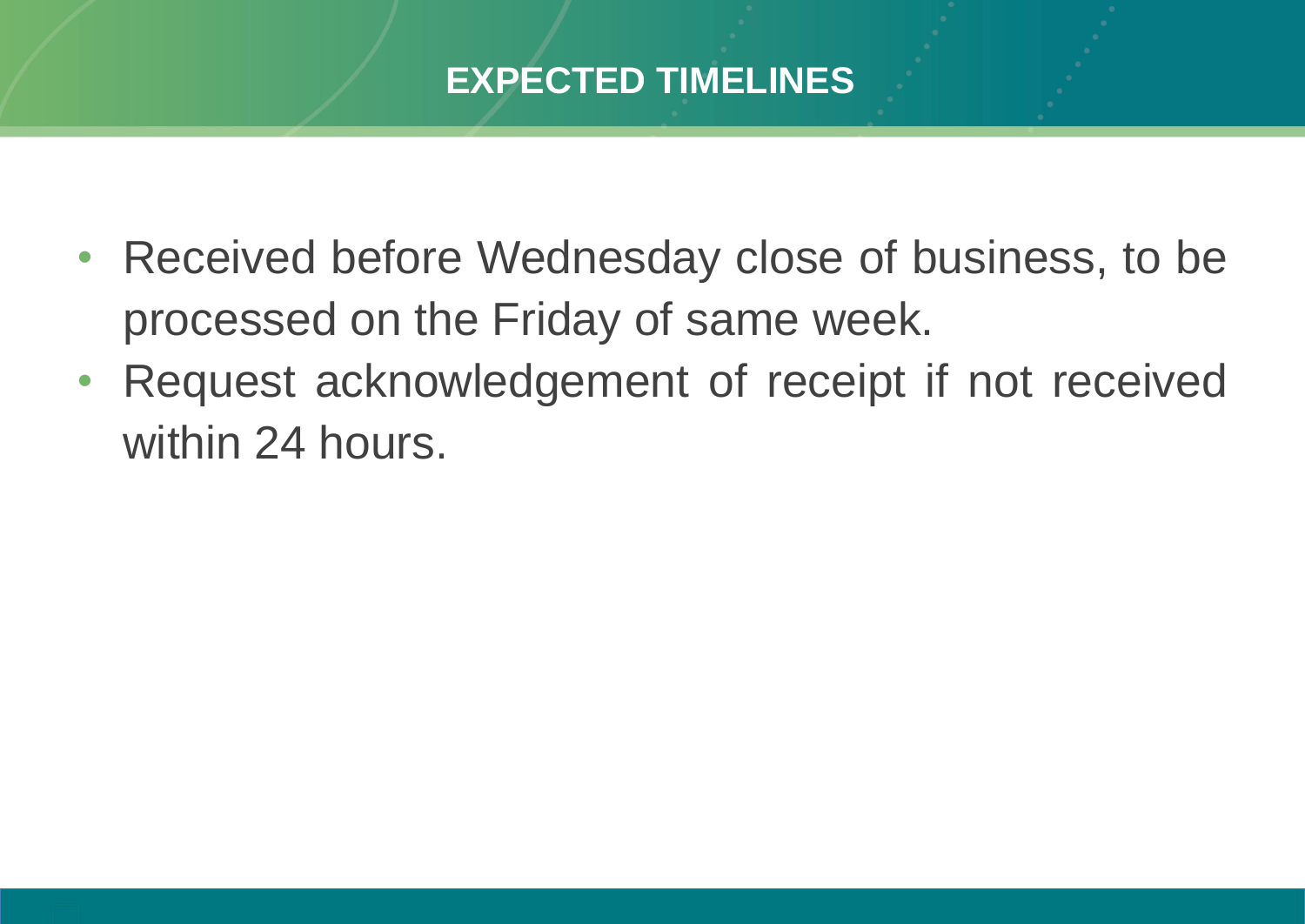# EXPECTED TIMELINES

- Received before Wednesday close of business, to be processed on the Friday of same week.
- Request acknowledgement of receipt if not received within 24 hours.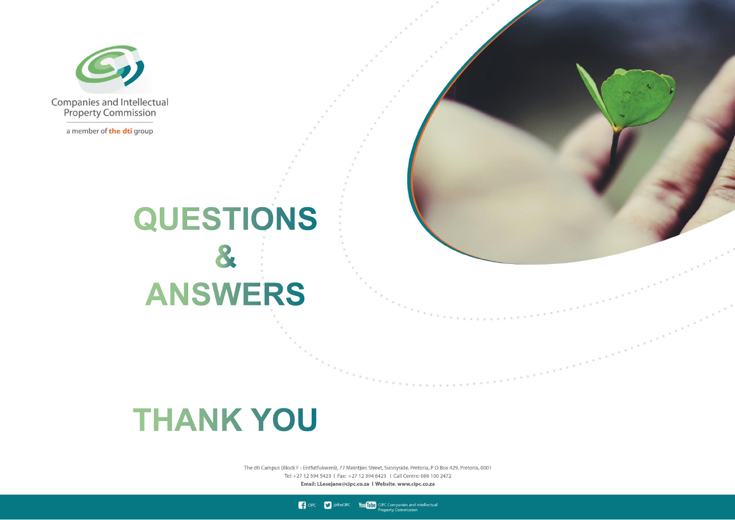Companies and Intellectual Property Commission

a member of **the dti** group

# QUESTIONS & ANSWERS

# THANK YOU

The dti Campus (Block F - Entfutfukweni), 77 Meintjies Street, Sunnyside, Pretoria, P O Box 429, Pretoria, 0001
Tel: +27 12 394 5423 I Fax: +27 12 394 6423 I Call Centre: 086 100 2472
**Email: LLesejane@cipc.co.za I Website. www.cipc.co.za**

CIPC @theCIPC CIPC Companies and Intellectual Property Commission